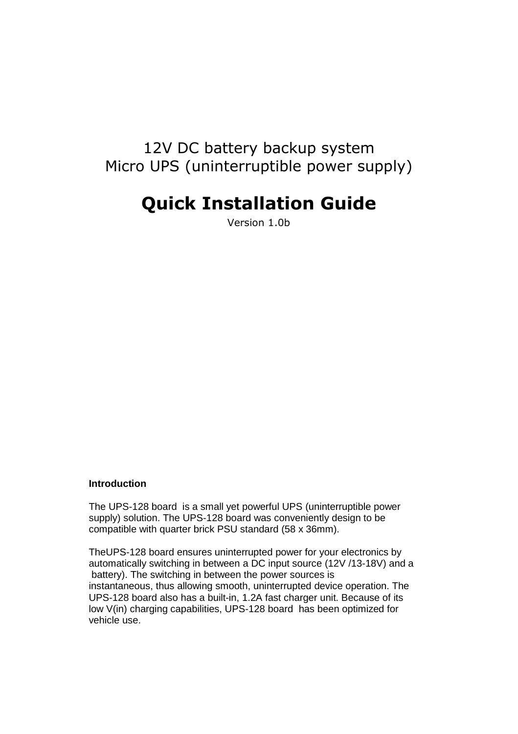12V DC battery backup system
Micro UPS (uninterruptible power supply)

# Quick Installation Guide

Version 1.0b

### Introduction

The UPS-128 board is a small yet powerful UPS (uninterruptible power supply) solution. The UPS-128 board was conveniently design to be compatible with quarter brick PSU standard (58 x 36mm).

TheUPS-128 board ensures uninterrupted power for your electronics by automatically switching in between a DC input source (12V /13-18V) and a battery). The switching in between the power sources is instantaneous, thus allowing smooth, uninterrupted device operation. The UPS-128 board also has a built-in, 1.2A fast charger unit. Because of its low V(in) charging capabilities, UPS-128 board has been optimized for vehicle use.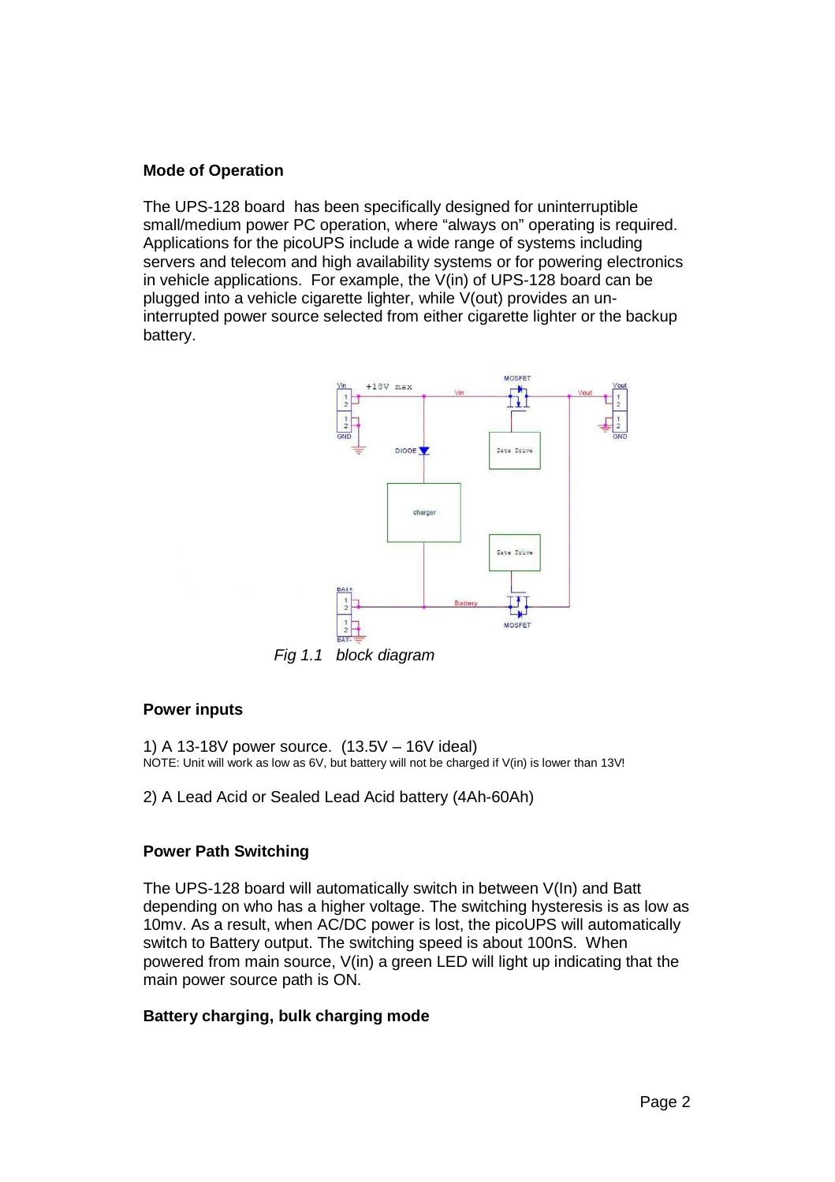### Mode of Operation

The UPS-128 board has been specifically designed for uninterruptible small/medium power PC operation, where "always on" operating is required. Applications for the picoUPS include a wide range of systems including servers and telecom and high availability systems or for powering electronics in vehicle applications. For example, the V(in) of UPS-128 board can be plugged into a vehicle cigarette lighter, while V(out) provides an un-interrupted power source selected from either cigarette lighter or the backup battery.

*Fig 1.1 block diagram*

### Power inputs

1) A 13-18V power source. (13.5V – 16V ideal)
NOTE: Unit will work as low as 6V, but battery will not be charged if V(in) is lower than 13V!

2) A Lead Acid or Sealed Lead Acid battery (4Ah-60Ah)

### Power Path Switching

The UPS-128 board will automatically switch in between V(In) and Batt depending on who has a higher voltage. The switching hysteresis is as low as 10mv. As a result, when AC/DC power is lost, the picoUPS will automatically switch to Battery output. The switching speed is about 100nS. When powered from main source, V(in) a green LED will light up indicating that the main power source path is ON.

### Battery charging, bulk charging mode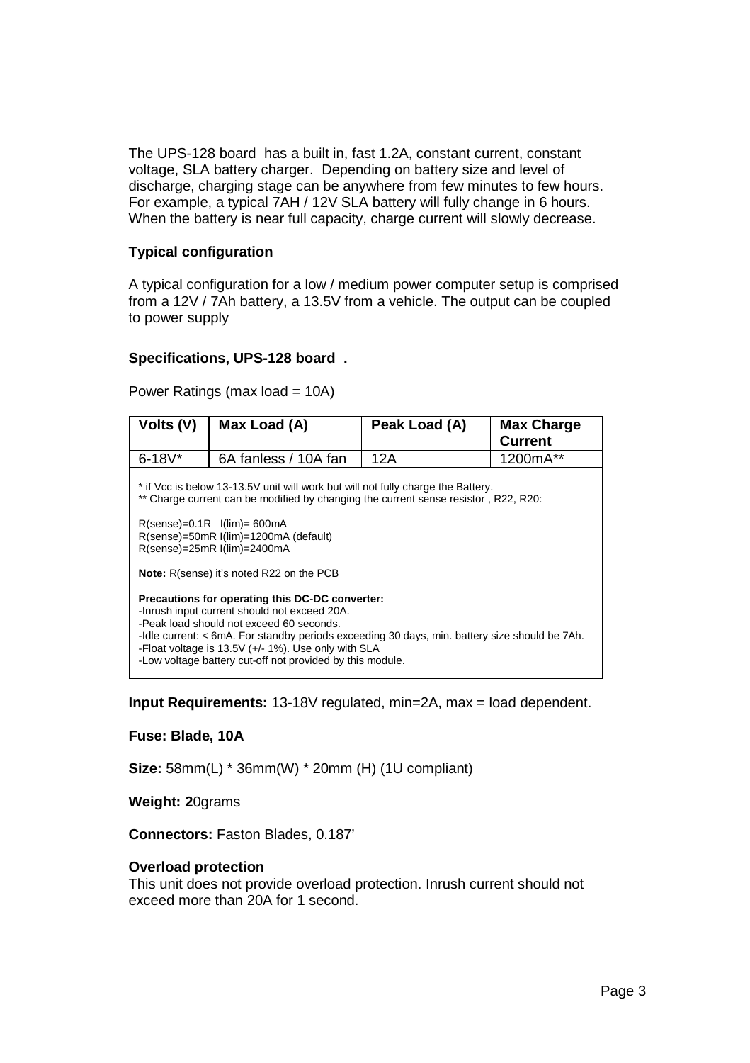The UPS-128 board has a built in, fast 1.2A, constant current, constant voltage, SLA battery charger. Depending on battery size and level of discharge, charging stage can be anywhere from few minutes to few hours. For example, a typical 7AH / 12V SLA battery will fully change in 6 hours. When the battery is near full capacity, charge current will slowly decrease.

### Typical configuration

A typical configuration for a low / medium power computer setup is comprised from a 12V / 7Ah battery, a 13.5V from a vehicle. The output can be coupled to power supply

### Specifications, UPS-128 board .

Power Ratings (max load = 10A)

| Volts (V) | Max Load (A) | Peak Load (A) | Max Charge Current |
|---|---|---|---|
| 6-18V* | 6A fanless / 10A fan | 12A | 1200mA** |

\* if Vcc is below 13-13.5V unit will work but will not fully charge the Battery.
\** Charge current can be modified by changing the current sense resistor , R22, R20:

R(sense)=0.1R I(lim)= 600mA
R(sense)=50mR I(lim)=1200mA (default)
R(sense)=25mR I(lim)=2400mA

**Note:** R(sense) it's noted R22 on the PCB

**Precautions for operating this DC-DC converter:**
-Inrush input current should not exceed 20A.
-Peak load should not exceed 60 seconds.
-Idle current: < 6mA. For standby periods exceeding 30 days, min. battery size should be 7Ah.
-Float voltage is 13.5V (+/- 1%). Use only with SLA
-Low voltage battery cut-off not provided by this module.

**Input Requirements:** 13-18V regulated, min=2A, max = load dependent.

**Fuse: Blade, 10A**

**Size:** 58mm(L) * 36mm(W) * 20mm (H) (1U compliant)

**Weight: 2**0grams

**Connectors:** Faston Blades, 0.187'

**Overload protection**
This unit does not provide overload protection. Inrush current should not exceed more than 20A for 1 second.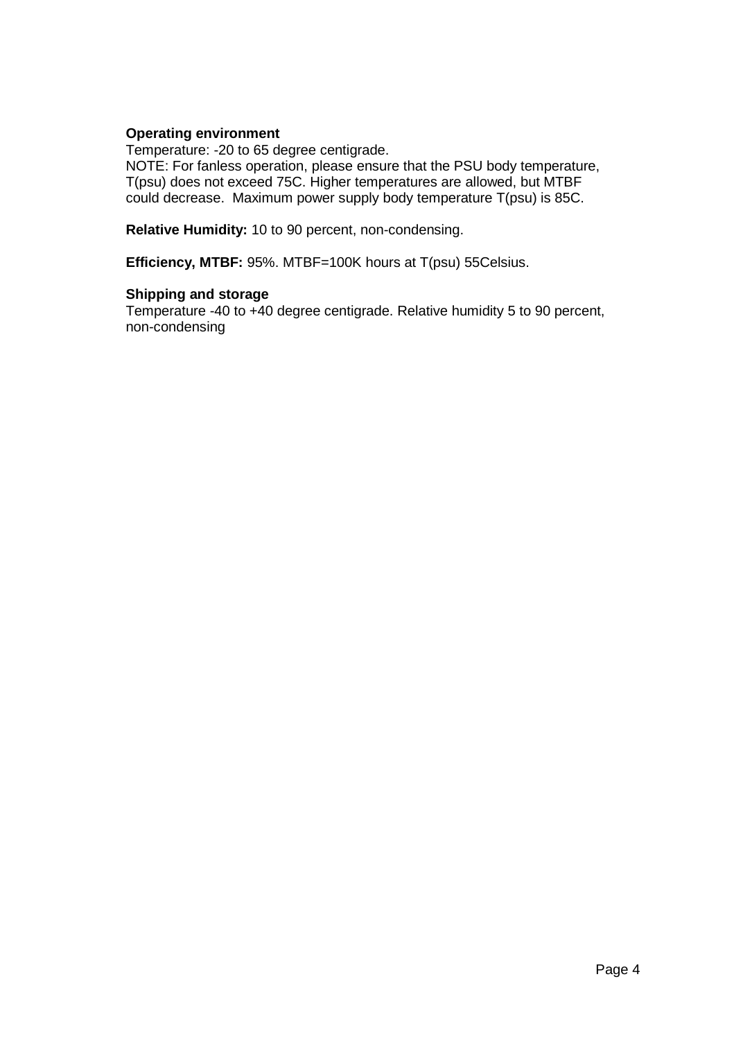**Operating environment**

Temperature: -20 to 65 degree centigrade.
NOTE: For fanless operation, please ensure that the PSU body temperature, T(psu) does not exceed 75C. Higher temperatures are allowed, but MTBF could decrease. Maximum power supply body temperature T(psu) is 85C.

**Relative Humidity:** 10 to 90 percent, non-condensing.

**Efficiency, MTBF:** 95%. MTBF=100K hours at T(psu) 55Celsius.

**Shipping and storage**

Temperature -40 to +40 degree centigrade. Relative humidity 5 to 90 percent, non-condensing